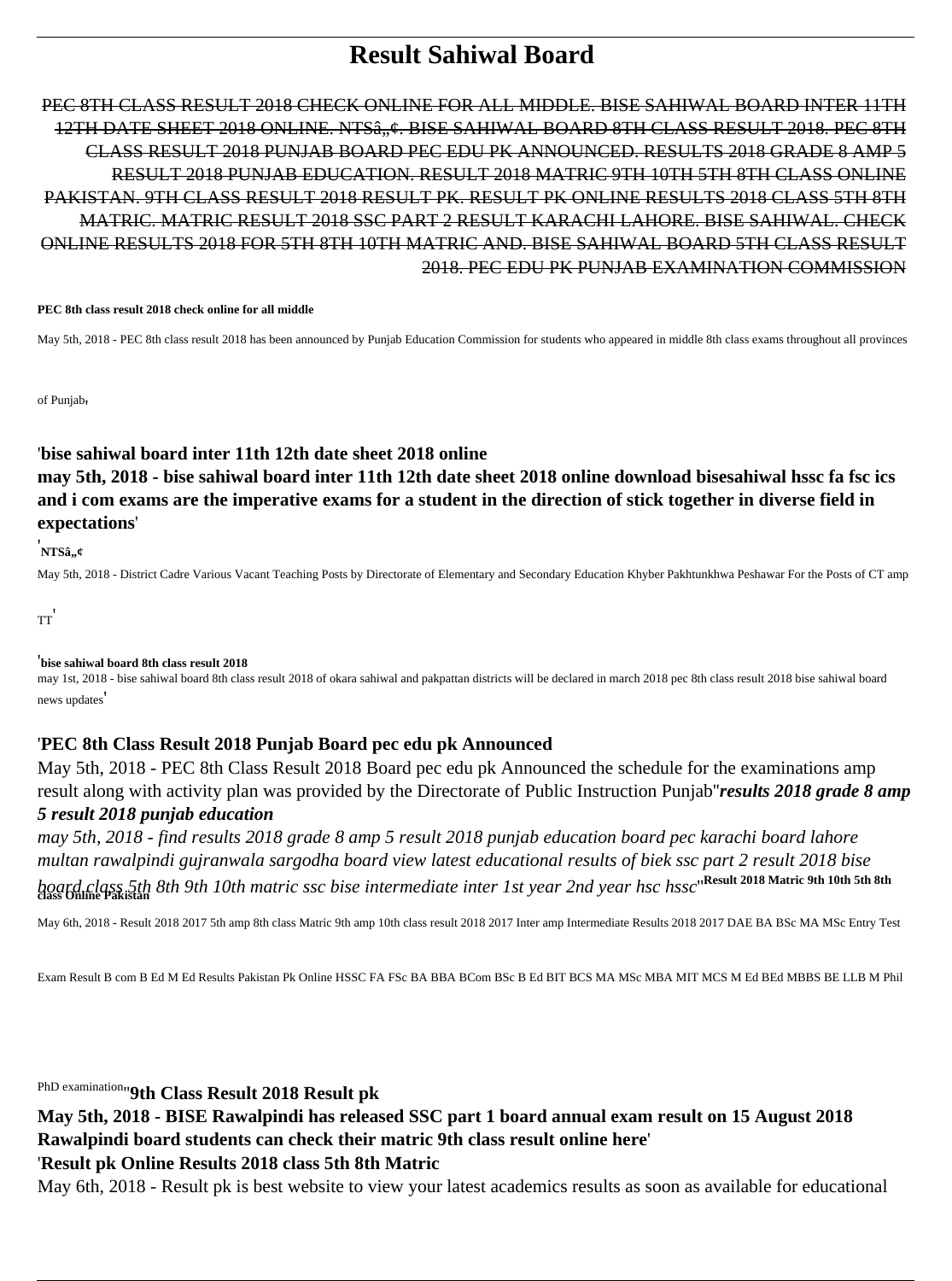# Result Sahiwal Board

PEC 8TH CLASS RESULT 2018 CHECK ONLINE FOR ALL MIDDLE. BISE SAHIWAL BOARD INTER 11TH 12TH DATE SHEET 2018 ONLINE. NTSâ„¢. BISE SAHIWAL BOARD 8TH CLASS RESULT 2018. PEC 8TH CLASS RESULT 2018 PUNJAB BOARD PEC EDU PK ANNOUNCED. RESULTS 2018 GRADE 8 AMP 5 RESULT 2018 PUNJAB EDUCATION. RESULT 2018 MATRIC 9TH 10TH 5TH 8TH CLASS ONLINE PAKISTAN. 9TH CLASS RESULT 2018 RESULT PK. RESULT PK ONLINE RESULTS 2018 CLASS 5TH 8TH MATRIC. MATRIC RESULT 2018 SSC PART 2 RESULT KARACHI LAHORE. BISE SAHIWAL. CHECK ONLINE RESULTS 2018 FOR 5TH 8TH 10TH MATRIC AND. BISE SAHIWAL BOARD 5TH CLASS RESULT 2018. PEC EDU PK PUNJAB EXAMINATION COMMISSION

**PEC 8th class result 2018 check online for all middle**

May 5th, 2018 - PEC 8th class result 2018 has been announced by Punjab Education Commission for students who appeared in middle 8th class exams throughout all provinces of Punjab'

'**bise sahiwal board inter 11th 12th date sheet 2018 online**

**may 5th, 2018 - bise sahiwal board inter 11th 12th date sheet 2018 online download bisesahiwal hssc fa fsc ics and i com exams are the imperative exams for a student in the direction of stick together in diverse field in expectations**'

'**NTSâ„¢**

May 5th, 2018 - District Cadre Various Vacant Teaching Posts by Directorate of Elementary and Secondary Education Khyber Pakhtunkhwa Peshawar For the Posts of CT amp TT'

'**bise sahiwal board 8th class result 2018**

may 1st, 2018 - bise sahiwal board 8th class result 2018 of okara sahiwal and pakpattan districts will be declared in march 2018 pec 8th class result 2018 bise sahiwal board news updates'

'**PEC 8th Class Result 2018 Punjab Board pec edu pk Announced**

May 5th, 2018 - PEC 8th Class Result 2018 Board pec edu pk Announced the schedule for the examinations amp result along with activity plan was provided by the Directorate of Public Instruction Punjab''***results 2018 grade 8 amp 5 result 2018 punjab education***

*may 5th, 2018 - find results 2018 grade 8 amp 5 result 2018 punjab education board pec karachi board lahore multan rawalpindi gujranwala sargodha board view latest educational results of biek ssc part 2 result 2018 bise board class 5th 8th 9th 10th matric ssc bise intermediate inter 1st year 2nd year hsc hssc*''**Result 2018 Matric 9th 10th 5th 8th class Online Pakistan**

May 6th, 2018 - Result 2018 2017 5th amp 8th class Matric 9th amp 10th class result 2018 2017 Inter amp Intermediate Results 2018 2017 DAE BA BSc MA MSc Entry Test Exam Result B com B Ed M Ed Results Pakistan Pk Online HSSC FA FSc BA BBA BCom BSc B Ed BIT BCS MA MSc MBA MIT MCS M Ed BEd MBBS BE LLB M Phil PhD examination''**9th Class Result 2018 Result pk**

**May 5th, 2018 - BISE Rawalpindi has released SSC part 1 board annual exam result on 15 August 2018 Rawalpindi board students can check their matric 9th class result online here**'

'**Result pk Online Results 2018 class 5th 8th Matric**

May 6th, 2018 - Result pk is best website to view your latest academics results as soon as available for educational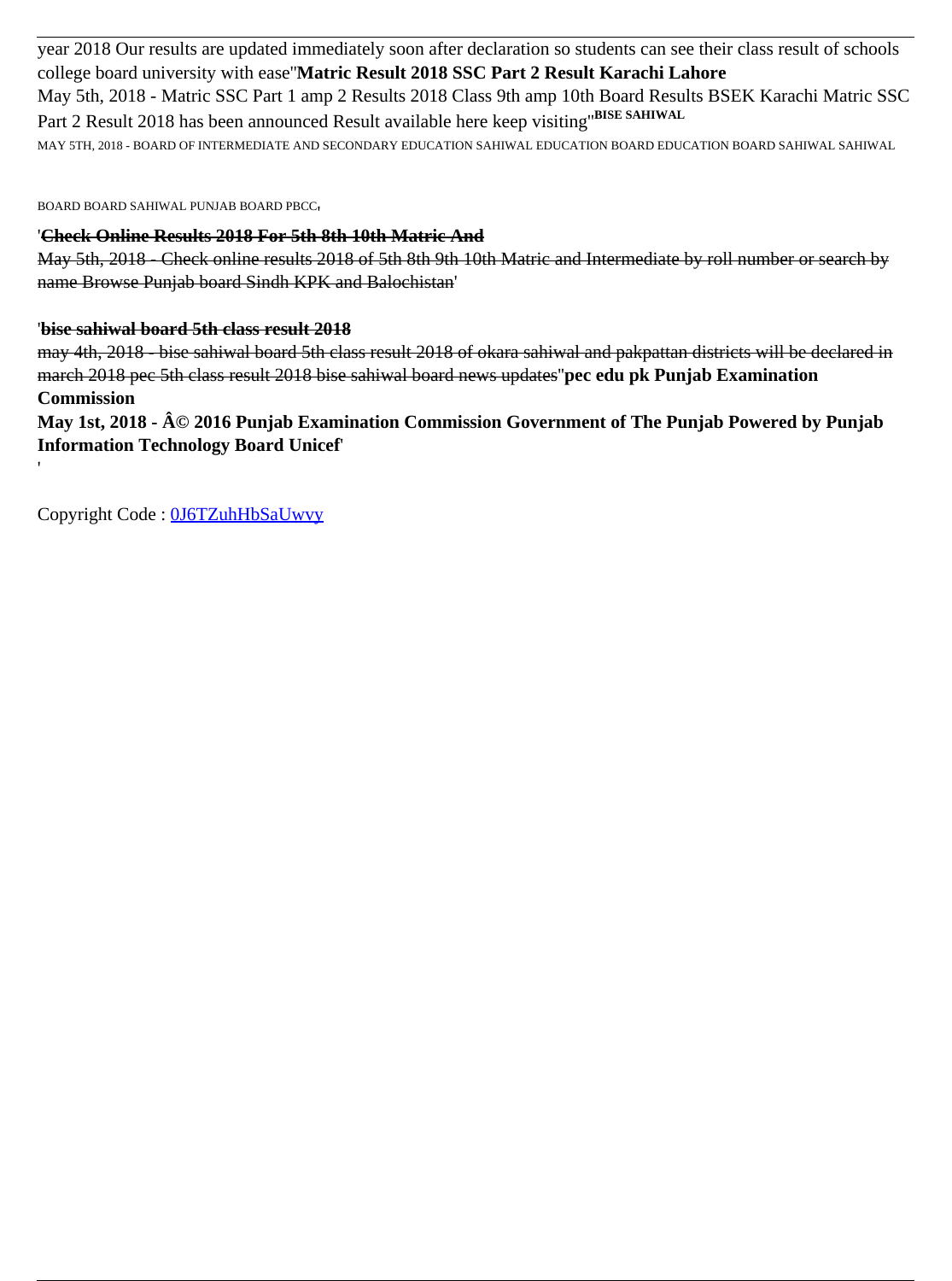year 2018 Our results are updated immediately soon after declaration so students can see their class result of schools college board university with ease''**Matric Result 2018 SSC Part 2 Result Karachi Lahore**

May 5th, 2018 - Matric SSC Part 1 amp 2 Results 2018 Class 9th amp 10th Board Results BSEK Karachi Matric SSC Part 2 Result 2018 has been announced Result available here keep visiting''**BISE SAHIWAL**

MAY 5TH, 2018 - BOARD OF INTERMEDIATE AND SECONDARY EDUCATION SAHIWAL EDUCATION BOARD EDUCATION BOARD SAHIWAL SAHIWAL BOARD BOARD SAHIWAL PUNJAB BOARD PBCC'

'~~**Check Online Results 2018 For 5th 8th 10th Matric And**~~

~~May 5th, 2018 - Check online results 2018 of 5th 8th 9th 10th Matric and Intermediate by roll number or search by name Browse Punjab board Sindh KPK and Balochistan~~'

'~~**bise sahiwal board 5th class result 2018**~~

~~may 4th, 2018 - bise sahiwal board 5th class result 2018 of okara sahiwal and pakpattan districts will be declared in march 2018 pec 5th class result 2018 bise sahiwal board news updates~~''**pec edu pk Punjab Examination Commission**

**May 1st, 2018 - Â© 2016 Punjab Examination Commission Government of The Punjab Powered by Punjab Information Technology Board Unicef**'

'

Copyright Code : 0J6TZuhHbSaUwvy